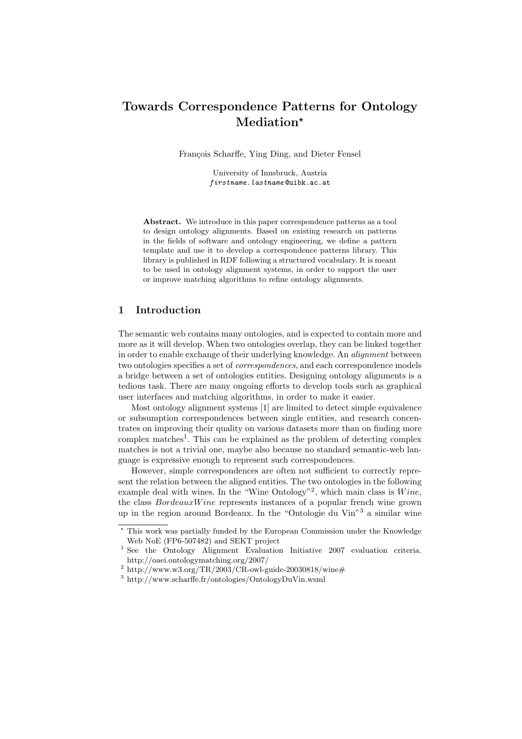# Towards Correspondence Patterns for Ontology Mediation*

François Scharffe, Ying Ding, and Dieter Fensel

University of Innsbruck, Austria
*firstname.lastname*@uibk.ac.at

**Abstract.** We introduce in this paper correspondence patterns as a tool to design ontology alignments. Based on existing research on patterns in the fields of software and ontology engineering, we define a pattern template and use it to develop a correspondence patterns library. This library is published in RDF following a structured vocabulary. It is meant to be used in ontology alignment systems, in order to support the user or improve matching algorithms to refine ontology alignments.

## 1 Introduction

The semantic web contains many ontologies, and is expected to contain more and more as it will develop. When two ontologies overlap, they can be linked together in order to enable exchange of their underlying knowledge. An *alignment* between two ontologies specifies a set of *correspondences*, and each correspondence models a bridge between a set of ontologies entities. Designing ontology alignments is a tedious task. There are many ongoing efforts to develop tools such as graphical user interfaces and matching algorithms, in order to make it easier.

Most ontology alignment systems [1] are limited to detect simple equivalence or subsumption correspondences between single entities, and research concentrates on improving their quality on various datasets more than on finding more complex matches[1]. This can be explained as the problem of detecting complex matches is not a trivial one, maybe also because no standard semantic-web language is expressive enough to represent such correspondences.

However, simple correspondences are often not sufficient to correctly represent the relation between the aligned entities. The two ontologies in the following example deal with wines. In the "Wine Ontology"[2], which main class is *Wine*, the class *BordeauxWine* represents instances of a popular french wine grown up in the region around Bordeaux. In the "Ontologie du Vin"[3] a similar wine

---

* This work was partially funded by the European Commission under the Knowledge Web NoE (FP6-507482) and SEKT project

[1] See the Ontology Alignment Evaluation Initiative 2007 evaluation criteria. http://oaei.ontologymatching.org/2007/

[2] http://www.w3.org/TR/2003/CR-owl-guide-20030818/wine#

[3] http://www.scharffe.fr/ontologies/OntologyDuVin.wsml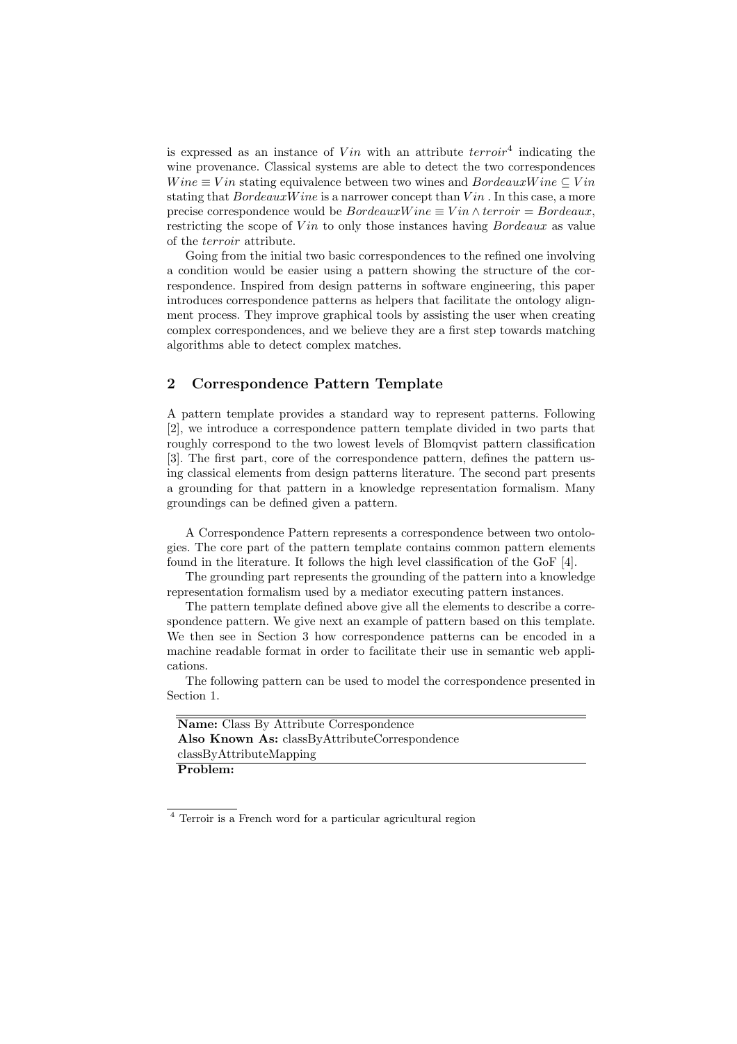is expressed as an instance of $Vin$ with an attribute $terroir$[4] indicating the wine provenance. Classical systems are able to detect the two correspondences $Wine \equiv Vin$ stating equivalence between two wines and $BordeauxWine \subseteq Vin$ stating that $BordeauxWine$ is a narrower concept than $Vin$ . In this case, a more precise correspondence would be $BordeauxWine \equiv Vin \wedge terroir = Bordeaux$, restricting the scope of $Vin$ to only those instances having $Bordeaux$ as value of the $terroir$ attribute.

Going from the initial two basic correspondences to the refined one involving a condition would be easier using a pattern showing the structure of the correspondence. Inspired from design patterns in software engineering, this paper introduces correspondence patterns as helpers that facilitate the ontology alignment process. They improve graphical tools by assisting the user when creating complex correspondences, and we believe they are a first step towards matching algorithms able to detect complex matches.

## 2 Correspondence Pattern Template

A pattern template provides a standard way to represent patterns. Following [2], we introduce a correspondence pattern template divided in two parts that roughly correspond to the two lowest levels of Blomqvist pattern classification [3]. The first part, core of the correspondence pattern, defines the pattern using classical elements from design patterns literature. The second part presents a grounding for that pattern in a knowledge representation formalism. Many groundings can be defined given a pattern.

A Correspondence Pattern represents a correspondence between two ontologies. The core part of the pattern template contains common pattern elements found in the literature. It follows the high level classification of the GoF [4].

The grounding part represents the grounding of the pattern into a knowledge representation formalism used by a mediator executing pattern instances.

The pattern template defined above give all the elements to describe a correspondence pattern. We give next an example of pattern based on this template. We then see in Section 3 how correspondence patterns can be encoded in a machine readable format in order to facilitate their use in semantic web applications.

The following pattern can be used to model the correspondence presented in Section 1.

**Name:** Class By Attribute Correspondence
**Also Known As:** classByAttributeCorrespondence
classByAttributeMapping
**Problem:**

[4] Terroir is a French word for a particular agricultural region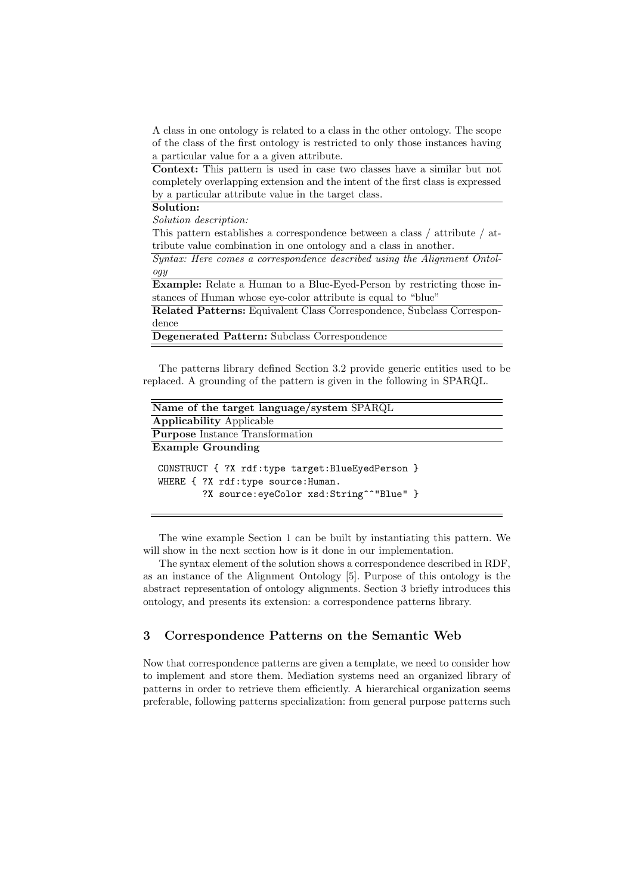A class in one ontology is related to a class in the other ontology. The scope of the class of the first ontology is restricted to only those instances having a particular value for a a given attribute.

**Context:** This pattern is used in case two classes have a similar but not completely overlapping extension and the intent of the first class is expressed by a particular attribute value in the target class.

**Solution:**

*Solution description:*

This pattern establishes a correspondence between a class / attribute / attribute value combination in one ontology and a class in another.

*Syntax: Here comes a correspondence described using the Alignment Ontology*

**Example:** Relate a Human to a Blue-Eyed-Person by restricting those instances of Human whose eye-color attribute is equal to "blue"

**Related Patterns:** Equivalent Class Correspondence, Subclass Correspondence

**Degenerated Pattern:** Subclass Correspondence

The patterns library defined Section 3.2 provide generic entities used to be replaced. A grounding of the pattern is given in the following in SPARQL.

**Name of the target language/system** SPARQL

**Applicability** Applicable

**Purpose** Instance Transformation

**Example Grounding**

```
CONSTRUCT { ?X rdf:type target:BlueEyedPerson }
WHERE { ?X rdf:type source:Human.
        ?X source:eyeColor xsd:String^^"Blue" }
```

The wine example Section 1 can be built by instantiating this pattern. We will show in the next section how is it done in our implementation.

The syntax element of the solution shows a correspondence described in RDF, as an instance of the Alignment Ontology [5]. Purpose of this ontology is the abstract representation of ontology alignments. Section 3 briefly introduces this ontology, and presents its extension: a correspondence patterns library.

## 3 Correspondence Patterns on the Semantic Web

Now that correspondence patterns are given a template, we need to consider how to implement and store them. Mediation systems need an organized library of patterns in order to retrieve them efficiently. A hierarchical organization seems preferable, following patterns specialization: from general purpose patterns such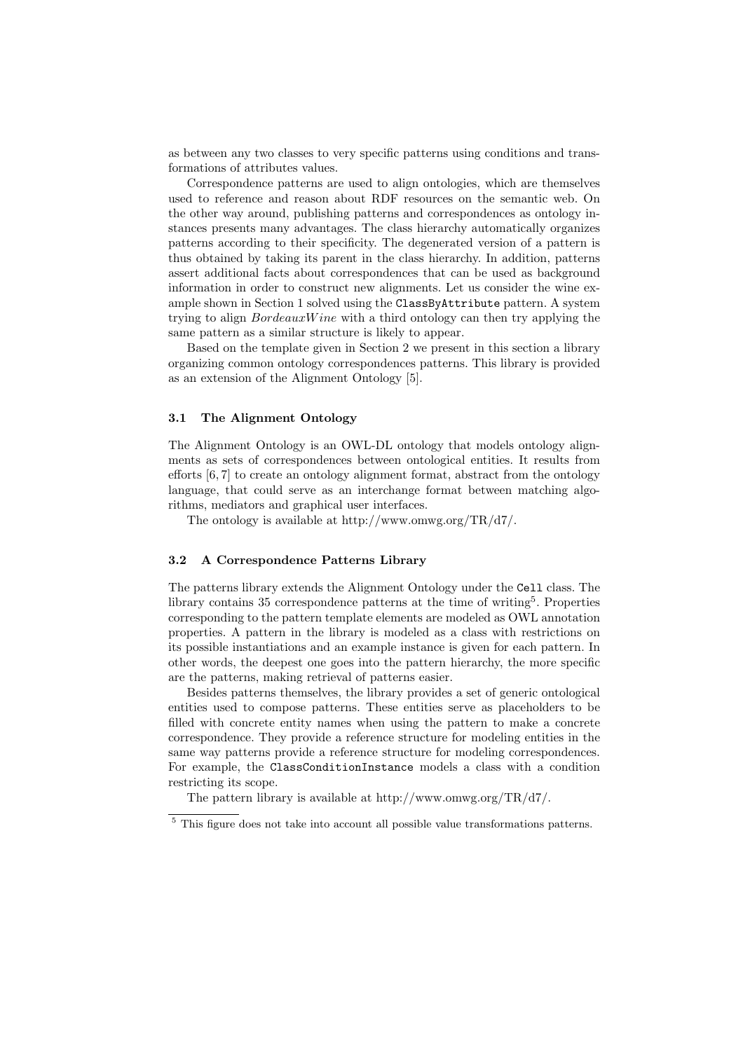as between any two classes to very specific patterns using conditions and transformations of attributes values.

Correspondence patterns are used to align ontologies, which are themselves used to reference and reason about RDF resources on the semantic web. On the other way around, publishing patterns and correspondences as ontology instances presents many advantages. The class hierarchy automatically organizes patterns according to their specificity. The degenerated version of a pattern is thus obtained by taking its parent in the class hierarchy. In addition, patterns assert additional facts about correspondences that can be used as background information in order to construct new alignments. Let us consider the wine example shown in Section 1 solved using the `ClassByAttribute` pattern. A system trying to align *BordeauxWine* with a third ontology can then try applying the same pattern as a similar structure is likely to appear.

Based on the template given in Section 2 we present in this section a library organizing common ontology correspondences patterns. This library is provided as an extension of the Alignment Ontology [5].

### 3.1 The Alignment Ontology

The Alignment Ontology is an OWL-DL ontology that models ontology alignments as sets of correspondences between ontological entities. It results from efforts [6, 7] to create an ontology alignment format, abstract from the ontology language, that could serve as an interchange format between matching algorithms, mediators and graphical user interfaces.

The ontology is available at http://www.omwg.org/TR/d7/.

### 3.2 A Correspondence Patterns Library

The patterns library extends the Alignment Ontology under the `Cell` class. The library contains 35 correspondence patterns at the time of writing[5]. Properties corresponding to the pattern template elements are modeled as OWL annotation properties. A pattern in the library is modeled as a class with restrictions on its possible instantiations and an example instance is given for each pattern. In other words, the deepest one goes into the pattern hierarchy, the more specific are the patterns, making retrieval of patterns easier.

Besides patterns themselves, the library provides a set of generic ontological entities used to compose patterns. These entities serve as placeholders to be filled with concrete entity names when using the pattern to make a concrete correspondence. They provide a reference structure for modeling entities in the same way patterns provide a reference structure for modeling correspondences. For example, the `ClassConditionInstance` models a class with a condition restricting its scope.

The pattern library is available at http://www.omwg.org/TR/d7/.

[5] This figure does not take into account all possible value transformations patterns.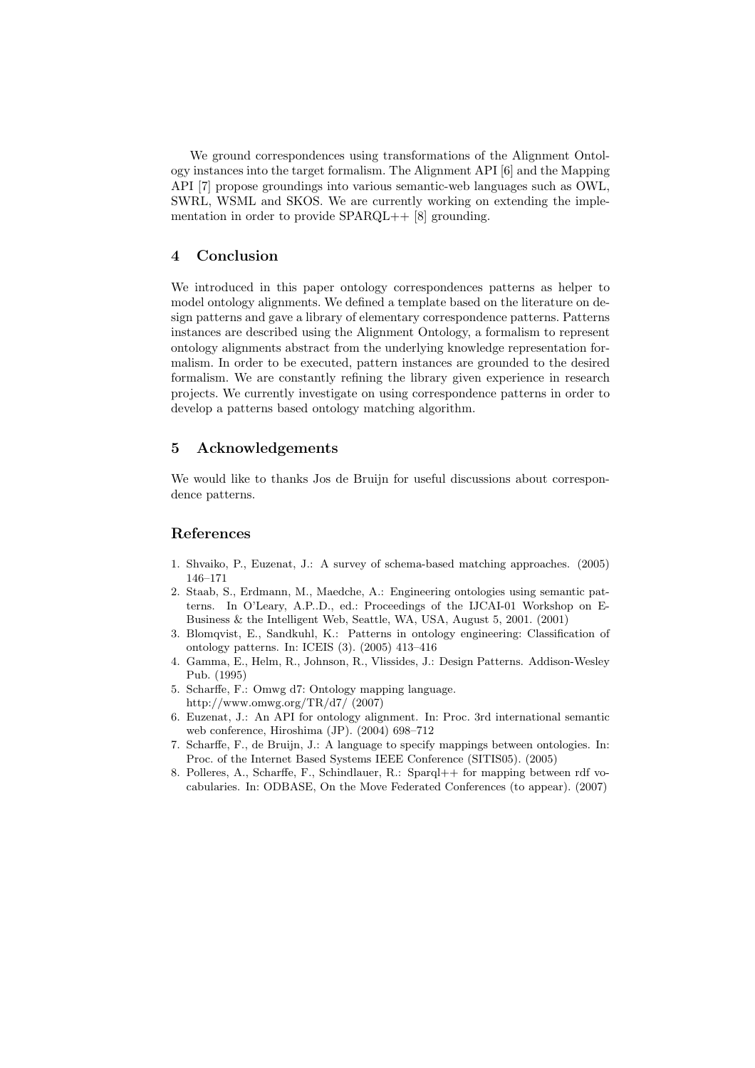We ground correspondences using transformations of the Alignment Ontology instances into the target formalism. The Alignment API [6] and the Mapping API [7] propose groundings into various semantic-web languages such as OWL, SWRL, WSML and SKOS. We are currently working on extending the implementation in order to provide SPARQL++ [8] grounding.

## 4 Conclusion

We introduced in this paper ontology correspondences patterns as helper to model ontology alignments. We defined a template based on the literature on design patterns and gave a library of elementary correspondence patterns. Patterns instances are described using the Alignment Ontology, a formalism to represent ontology alignments abstract from the underlying knowledge representation formalism. In order to be executed, pattern instances are grounded to the desired formalism. We are constantly refining the library given experience in research projects. We currently investigate on using correspondence patterns in order to develop a patterns based ontology matching algorithm.

## 5 Acknowledgements

We would like to thanks Jos de Bruijn for useful discussions about correspondence patterns.

## References

1. Shvaiko, P., Euzenat, J.: A survey of schema-based matching approaches. (2005) 146–171
2. Staab, S., Erdmann, M., Maedche, A.: Engineering ontologies using semantic patterns. In O'Leary, A.P..D., ed.: Proceedings of the IJCAI-01 Workshop on E-Business & the Intelligent Web, Seattle, WA, USA, August 5, 2001. (2001)
3. Blomqvist, E., Sandkuhl, K.: Patterns in ontology engineering: Classification of ontology patterns. In: ICEIS (3). (2005) 413–416
4. Gamma, E., Helm, R., Johnson, R., Vlissides, J.: Design Patterns. Addison-Wesley Pub. (1995)
5. Scharffe, F.: Omwg d7: Ontology mapping language. http://www.omwg.org/TR/d7/ (2007)
6. Euzenat, J.: An API for ontology alignment. In: Proc. 3rd international semantic web conference, Hiroshima (JP). (2004) 698–712
7. Scharffe, F., de Bruijn, J.: A language to specify mappings between ontologies. In: Proc. of the Internet Based Systems IEEE Conference (SITIS05). (2005)
8. Polleres, A., Scharffe, F., Schindlauer, R.: Sparql++ for mapping between rdf vocabularies. In: ODBASE, On the Move Federated Conferences (to appear). (2007)